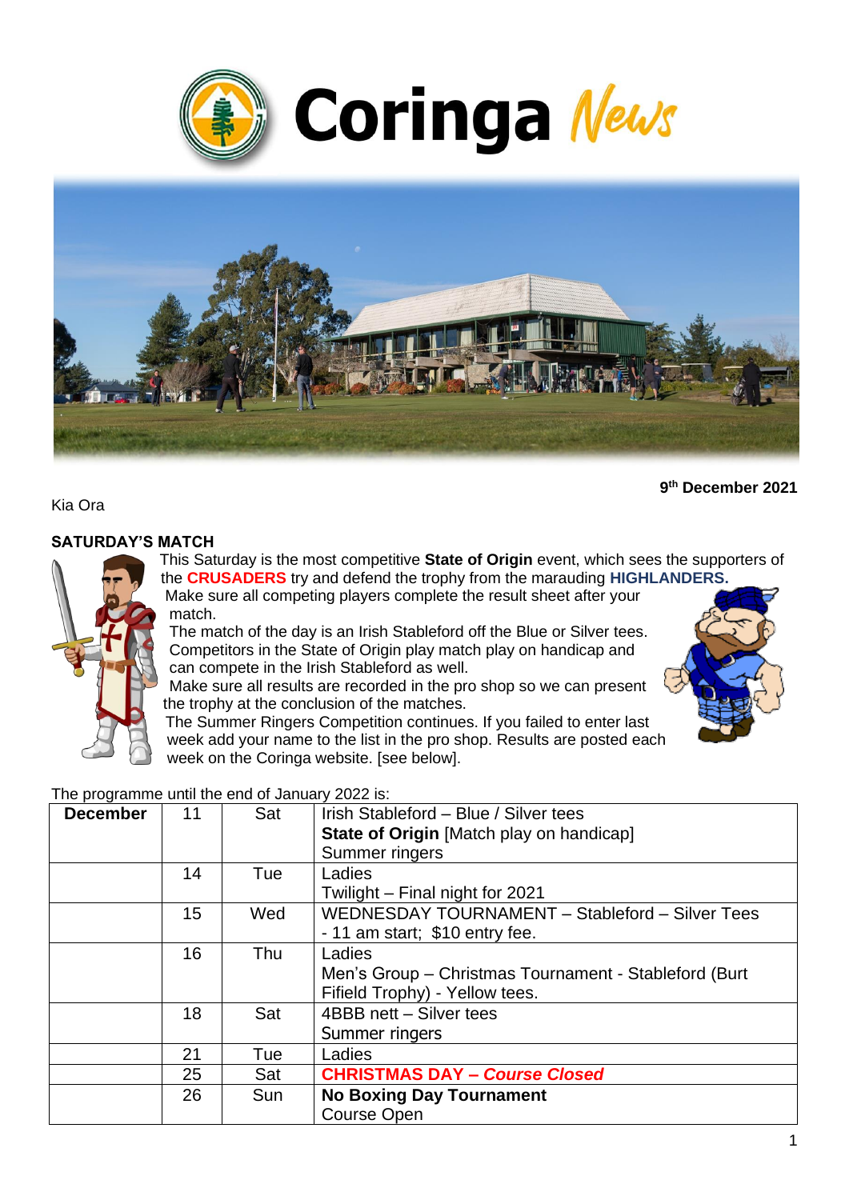# Coringa *News*

**9th December 2021**

Kia Ora

## SATURDAY'S MATCH

This Saturday is the most competitive **State of Origin** event, which sees the supporters of the **CRUSADERS** try and defend the trophy from the marauding **HIGHLANDERS.**

Make sure all competing players complete the result sheet after your match.

The match of the day is an Irish Stableford off the Blue or Silver tees. Competitors in the State of Origin play match play on handicap and can compete in the Irish Stableford as well.

Make sure all results are recorded in the pro shop so we can present the trophy at the conclusion of the matches.

The Summer Ringers Competition continues. If you failed to enter last week add your name to the list in the pro shop. Results are posted each week on the Coringa website. [see below].

The programme until the end of January 2022 is:

| **December** | 11 | Sat | Irish Stableford – Blue / Silver tees<br>**State of Origin** [Match play on handicap]<br>Summer ringers |
|---|---|---|---|
| | 14 | Tue | Ladies<br>Twilight – Final night for 2021 |
| | 15 | Wed | WEDNESDAY TOURNAMENT – Stableford – Silver Tees - 11 am start; $10 entry fee. |
| | 16 | Thu | Ladies<br>Men's Group – Christmas Tournament - Stableford (Burt Fifield Trophy) - Yellow tees. |
| | 18 | Sat | 4BBB nett – Silver tees<br>Summer ringers |
| | 21 | Tue | Ladies |
| | 25 | Sat | **CHRISTMAS DAY – *Course Closed*** |
| | 26 | Sun | **No Boxing Day Tournament**<br>Course Open |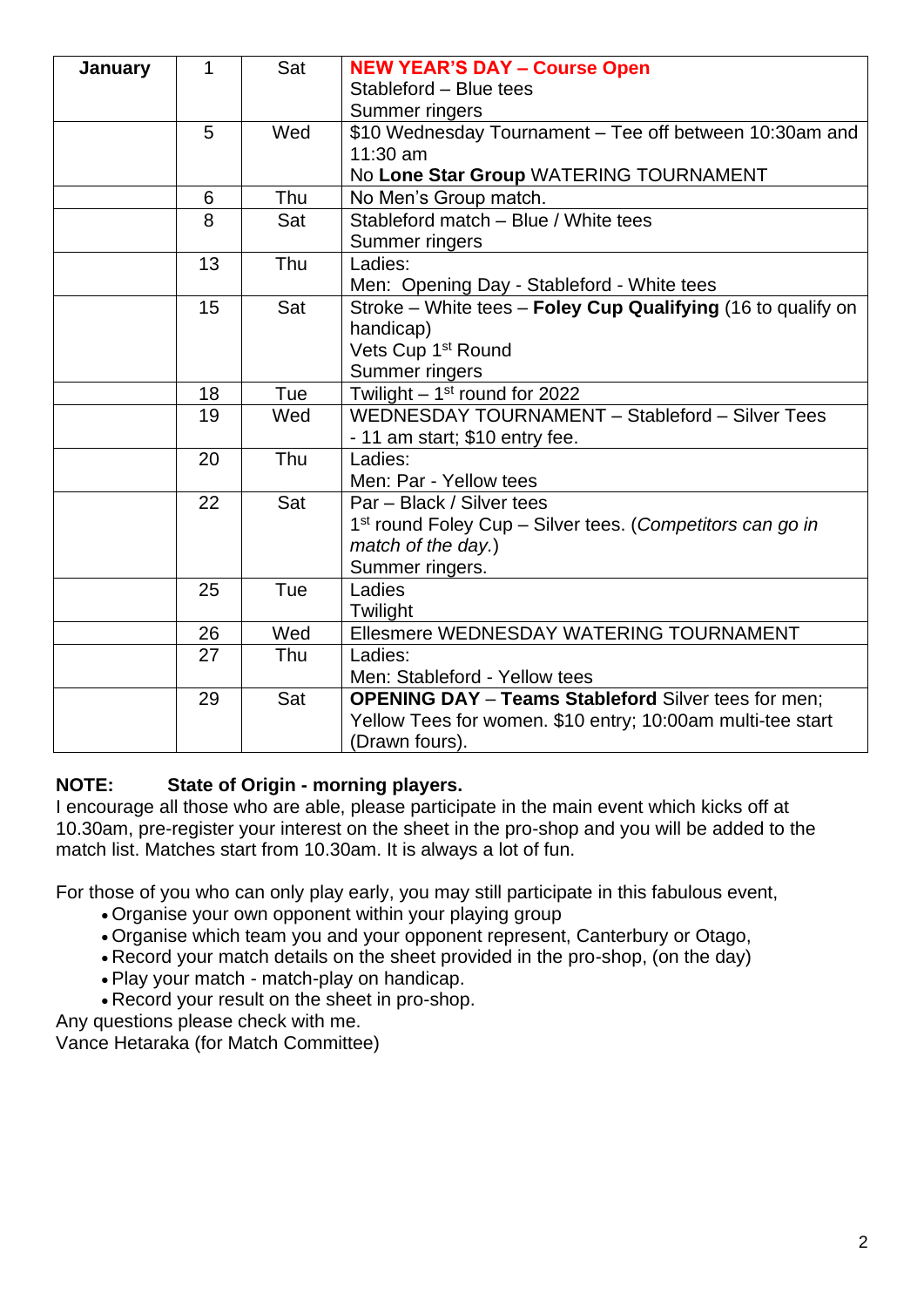| January | 1 | Sat | **NEW YEAR'S DAY – Course Open**<br>Stableford – Blue tees<br>Summer ringers |
|---|---|---|---|
| | 5 | Wed | $10 Wednesday Tournament – Tee off between 10:30am and 11:30 am<br>No **Lone Star Group** WATERING TOURNAMENT |
| | 6 | Thu | No Men's Group match. |
| | 8 | Sat | Stableford match – Blue / White tees<br>Summer ringers |
| | 13 | Thu | Ladies:<br>Men: Opening Day - Stableford - White tees |
| | 15 | Sat | Stroke – White tees – **Foley Cup Qualifying** (16 to qualify on handicap)<br>Vets Cup 1st Round<br>Summer ringers |
| | 18 | Tue | Twilight – 1st round for 2022 |
| | 19 | Wed | WEDNESDAY TOURNAMENT – Stableford – Silver Tees - 11 am start; $10 entry fee. |
| | 20 | Thu | Ladies:<br>Men: Par - Yellow tees |
| | 22 | Sat | Par – Black / Silver tees<br>1st round Foley Cup – Silver tees. (*Competitors can go in match of the day.*)<br>Summer ringers. |
| | 25 | Tue | Ladies<br>Twilight |
| | 26 | Wed | Ellesmere WEDNESDAY WATERING TOURNAMENT |
| | 27 | Thu | Ladies:<br>Men: Stableford - Yellow tees |
| | 29 | Sat | **OPENING DAY** – **Teams Stableford** Silver tees for men; Yellow Tees for women. $10 entry; 10:00am multi-tee start (Drawn fours). |

**NOTE: State of Origin - morning players.**

I encourage all those who are able, please participate in the main event which kicks off at 10.30am, pre-register your interest on the sheet in the pro-shop and you will be added to the match list. Matches start from 10.30am. It is always a lot of fun.

For those of you who can only play early, you may still participate in this fabulous event,

- Organise your own opponent within your playing group
- Organise which team you and your opponent represent, Canterbury or Otago,
- Record your match details on the sheet provided in the pro-shop, (on the day)
- Play your match - match-play on handicap.
- Record your result on the sheet in pro-shop.

Any questions please check with me.
Vance Hetaraka (for Match Committee)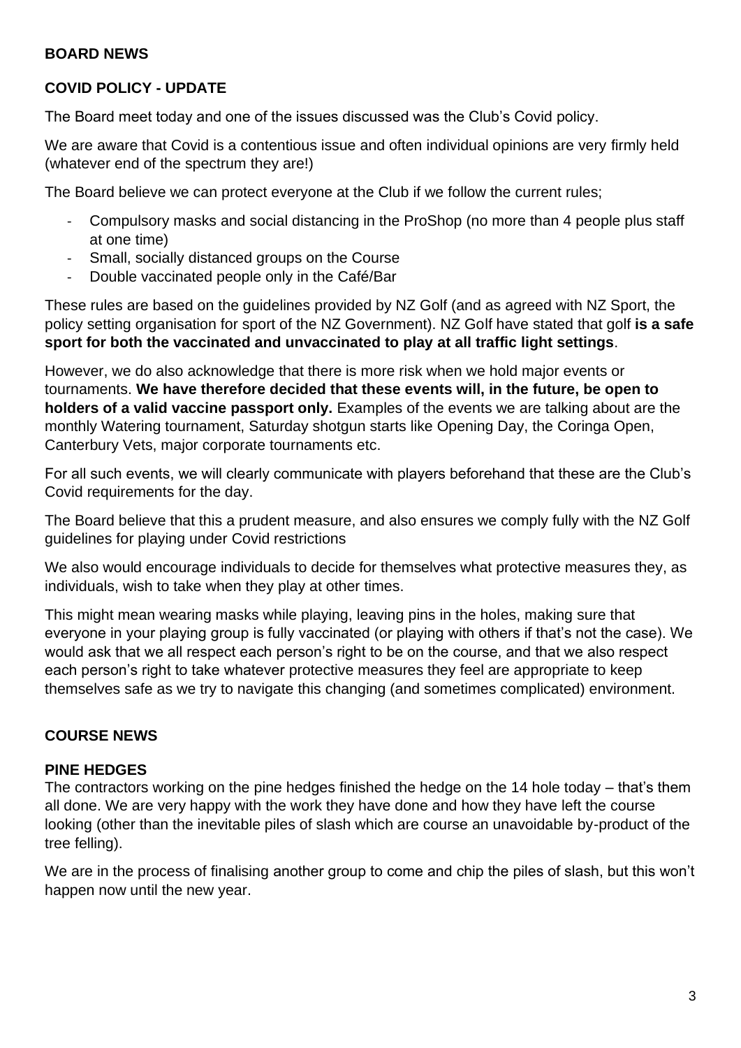## BOARD NEWS

### COVID POLICY - UPDATE

The Board meet today and one of the issues discussed was the Club's Covid policy.

We are aware that Covid is a contentious issue and often individual opinions are very firmly held (whatever end of the spectrum they are!)

The Board believe we can protect everyone at the Club if we follow the current rules;

- Compulsory masks and social distancing in the ProShop (no more than 4 people plus staff at one time)
- Small, socially distanced groups on the Course
- Double vaccinated people only in the Café/Bar

These rules are based on the guidelines provided by NZ Golf (and as agreed with NZ Sport, the policy setting organisation for sport of the NZ Government). NZ Golf have stated that golf **is a safe sport for both the vaccinated and unvaccinated to play at all traffic light settings**.

However, we do also acknowledge that there is more risk when we hold major events or tournaments. **We have therefore decided that these events will, in the future, be open to holders of a valid vaccine passport only.** Examples of the events we are talking about are the monthly Watering tournament, Saturday shotgun starts like Opening Day, the Coringa Open, Canterbury Vets, major corporate tournaments etc.

For all such events, we will clearly communicate with players beforehand that these are the Club's Covid requirements for the day.

The Board believe that this a prudent measure, and also ensures we comply fully with the NZ Golf guidelines for playing under Covid restrictions

We also would encourage individuals to decide for themselves what protective measures they, as individuals, wish to take when they play at other times.

This might mean wearing masks while playing, leaving pins in the holes, making sure that everyone in your playing group is fully vaccinated (or playing with others if that's not the case). We would ask that we all respect each person's right to be on the course, and that we also respect each person's right to take whatever protective measures they feel are appropriate to keep themselves safe as we try to navigate this changing (and sometimes complicated) environment.

## COURSE NEWS

### PINE HEDGES

The contractors working on the pine hedges finished the hedge on the 14 hole today – that's them all done. We are very happy with the work they have done and how they have left the course looking (other than the inevitable piles of slash which are course an unavoidable by-product of the tree felling).

We are in the process of finalising another group to come and chip the piles of slash, but this won't happen now until the new year.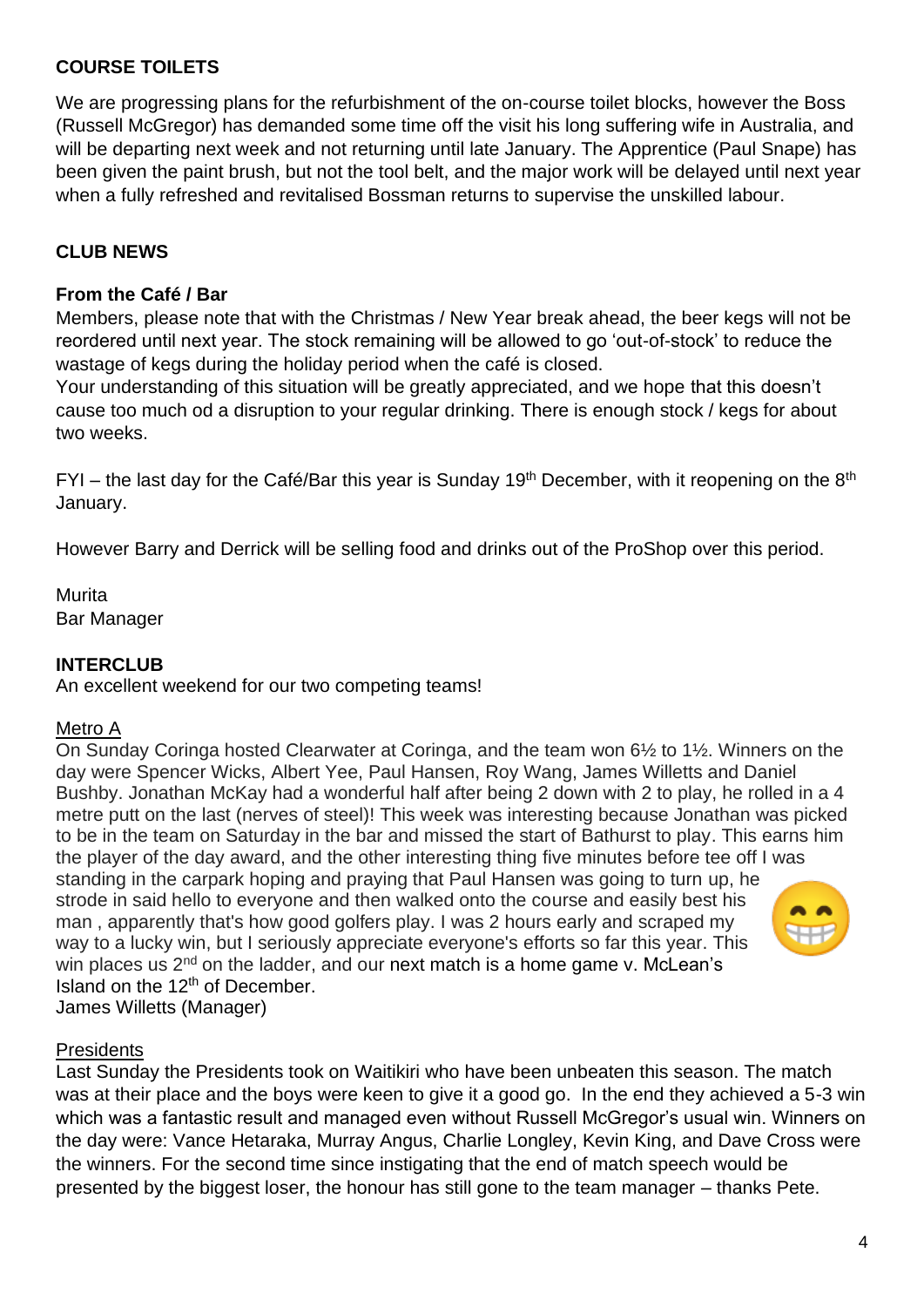**COURSE TOILETS**

We are progressing plans for the refurbishment of the on-course toilet blocks, however the Boss (Russell McGregor) has demanded some time off the visit his long suffering wife in Australia, and will be departing next week and not returning until late January. The Apprentice (Paul Snape) has been given the paint brush, but not the tool belt, and the major work will be delayed until next year when a fully refreshed and revitalised Bossman returns to supervise the unskilled labour.

**CLUB NEWS**

**From the Café / Bar**

Members, please note that with the Christmas / New Year break ahead, the beer kegs will not be reordered until next year. The stock remaining will be allowed to go 'out-of-stock' to reduce the wastage of kegs during the holiday period when the café is closed.

Your understanding of this situation will be greatly appreciated, and we hope that this doesn't cause too much od a disruption to your regular drinking. There is enough stock / kegs for about two weeks.

FYI – the last day for the Café/Bar this year is Sunday 19th December, with it reopening on the 8th January.

However Barry and Derrick will be selling food and drinks out of the ProShop over this period.

Murita
Bar Manager

**INTERCLUB**

An excellent weekend for our two competing teams!

Metro A

On Sunday Coringa hosted Clearwater at Coringa, and the team won 6½ to 1½. Winners on the day were Spencer Wicks, Albert Yee, Paul Hansen, Roy Wang, James Willetts and Daniel Bushby. Jonathan McKay had a wonderful half after being 2 down with 2 to play, he rolled in a 4 metre putt on the last (nerves of steel)! This week was interesting because Jonathan was picked to be in the team on Saturday in the bar and missed the start of Bathurst to play. This earns him the player of the day award, and the other interesting thing five minutes before tee off I was standing in the carpark hoping and praying that Paul Hansen was going to turn up, he strode in said hello to everyone and then walked onto the course and easily best his man , apparently that's how good golfers play. I was 2 hours early and scraped my way to a lucky win, but I seriously appreciate everyone's efforts so far this year. This win places us 2nd on the ladder, and our next match is a home game v. McLean's Island on the 12th of December.
James Willetts (Manager)

Presidents

Last Sunday the Presidents took on Waitikiri who have been unbeaten this season. The match was at their place and the boys were keen to give it a good go. In the end they achieved a 5-3 win which was a fantastic result and managed even without Russell McGregor's usual win. Winners on the day were: Vance Hetaraka, Murray Angus, Charlie Longley, Kevin King, and Dave Cross were the winners. For the second time since instigating that the end of match speech would be presented by the biggest loser, the honour has still gone to the team manager – thanks Pete.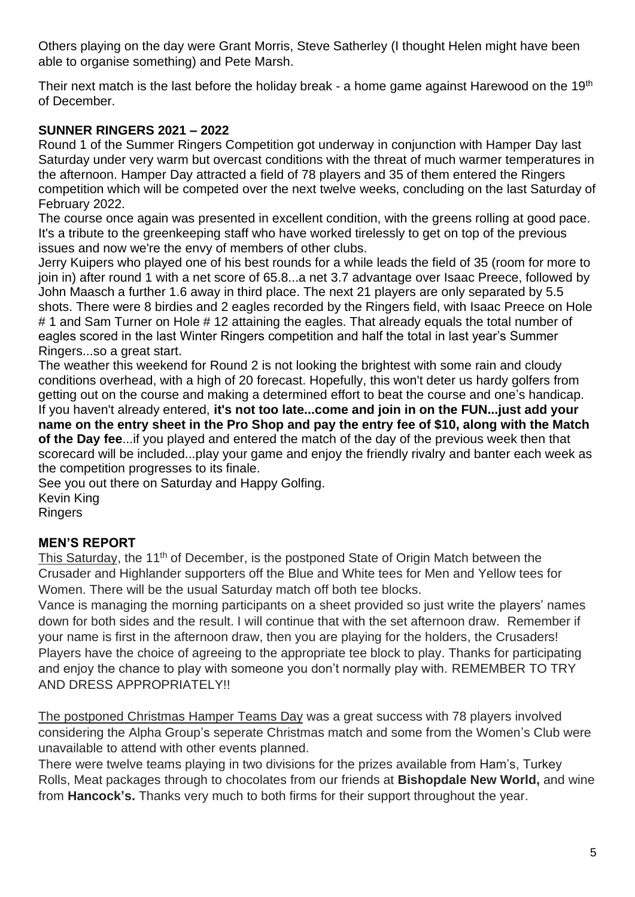Others playing on the day were Grant Morris, Steve Satherley (I thought Helen might have been able to organise something) and Pete Marsh.

Their next match is the last before the holiday break - a home game against Harewood on the 19th of December.

**SUNNER RINGERS 2021 – 2022**

Round 1 of the Summer Ringers Competition got underway in conjunction with Hamper Day last Saturday under very warm but overcast conditions with the threat of much warmer temperatures in the afternoon. Hamper Day attracted a field of 78 players and 35 of them entered the Ringers competition which will be competed over the next twelve weeks, concluding on the last Saturday of February 2022.

The course once again was presented in excellent condition, with the greens rolling at good pace. It's a tribute to the greenkeeping staff who have worked tirelessly to get on top of the previous issues and now we're the envy of members of other clubs.

Jerry Kuipers who played one of his best rounds for a while leads the field of 35 (room for more to join in) after round 1 with a net score of 65.8...a net 3.7 advantage over Isaac Preece, followed by John Maasch a further 1.6 away in third place. The next 21 players are only separated by 5.5 shots. There were 8 birdies and 2 eagles recorded by the Ringers field, with Isaac Preece on Hole # 1 and Sam Turner on Hole # 12 attaining the eagles. That already equals the total number of eagles scored in the last Winter Ringers competition and half the total in last year's Summer Ringers...so a great start.

The weather this weekend for Round 2 is not looking the brightest with some rain and cloudy conditions overhead, with a high of 20 forecast. Hopefully, this won't deter us hardy golfers from getting out on the course and making a determined effort to beat the course and one's handicap. If you haven't already entered, **it's not too late...come and join in on the FUN...just add your name on the entry sheet in the Pro Shop and pay the entry fee of $10, along with the Match of the Day fee**...if you played and entered the match of the day of the previous week then that scorecard will be included...play your game and enjoy the friendly rivalry and banter each week as the competition progresses to its finale.

See you out there on Saturday and Happy Golfing.

Kevin King
Ringers

**MEN'S REPORT**

This Saturday, the 11th of December, is the postponed State of Origin Match between the Crusader and Highlander supporters off the Blue and White tees for Men and Yellow tees for Women. There will be the usual Saturday match off both tee blocks.

Vance is managing the morning participants on a sheet provided so just write the players' names down for both sides and the result. I will continue that with the set afternoon draw. Remember if your name is first in the afternoon draw, then you are playing for the holders, the Crusaders! Players have the choice of agreeing to the appropriate tee block to play. Thanks for participating and enjoy the chance to play with someone you don't normally play with. REMEMBER TO TRY AND DRESS APPROPRIATELY!!

The postponed Christmas Hamper Teams Day was a great success with 78 players involved considering the Alpha Group's seperate Christmas match and some from the Women's Club were unavailable to attend with other events planned.

There were twelve teams playing in two divisions for the prizes available from Ham's, Turkey Rolls, Meat packages through to chocolates from our friends at **Bishopdale New World,** and wine from **Hancock's.** Thanks very much to both firms for their support throughout the year.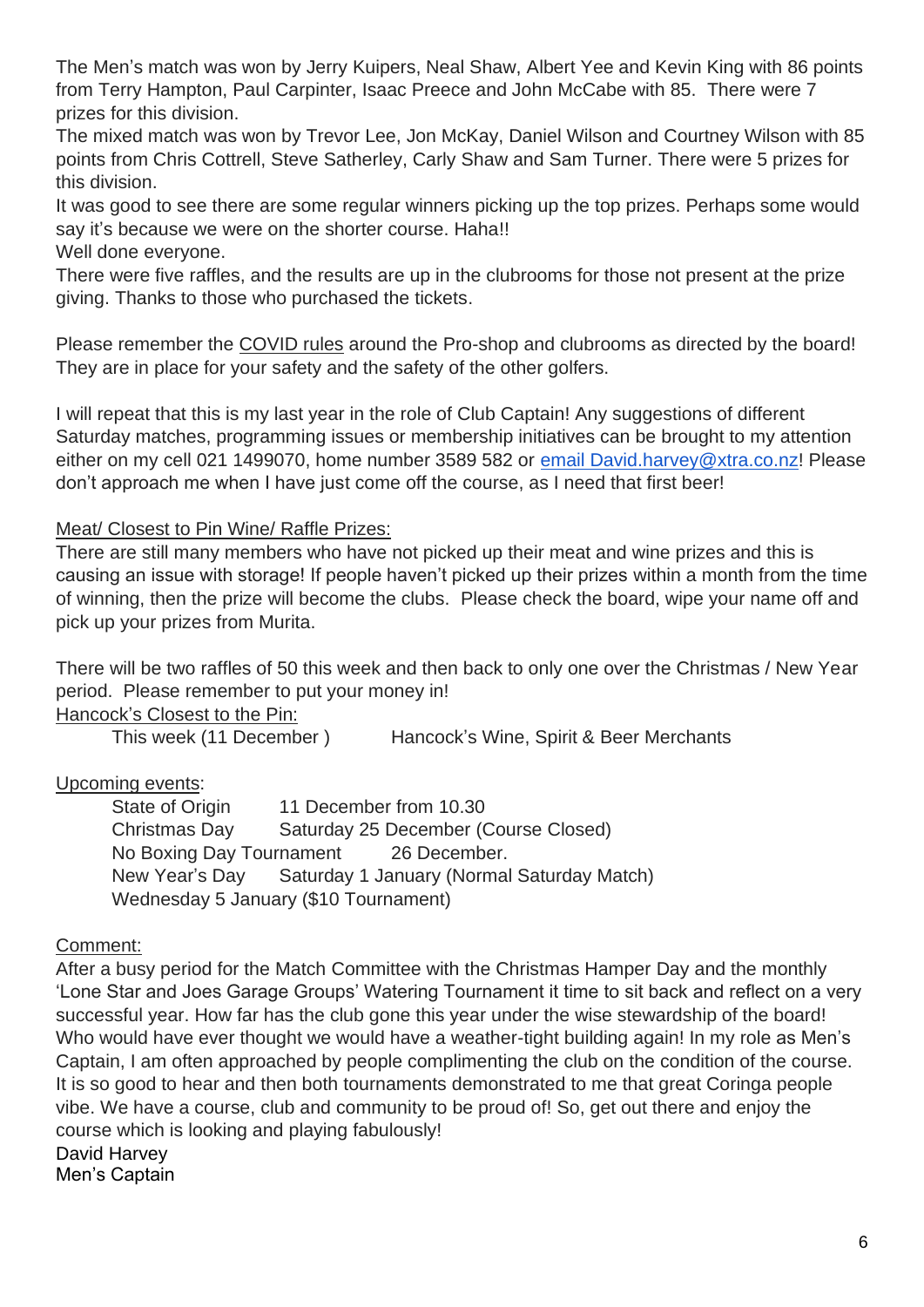The Men's match was won by Jerry Kuipers, Neal Shaw, Albert Yee and Kevin King with 86 points from Terry Hampton, Paul Carpinter, Isaac Preece and John McCabe with 85. There were 7 prizes for this division.
The mixed match was won by Trevor Lee, Jon McKay, Daniel Wilson and Courtney Wilson with 85 points from Chris Cottrell, Steve Satherley, Carly Shaw and Sam Turner. There were 5 prizes for this division.
It was good to see there are some regular winners picking up the top prizes. Perhaps some would say it's because we were on the shorter course. Haha!!
Well done everyone.
There were five raffles, and the results are up in the clubrooms for those not present at the prize giving. Thanks to those who purchased the tickets.

Please remember the COVID rules around the Pro-shop and clubrooms as directed by the board! They are in place for your safety and the safety of the other golfers.

I will repeat that this is my last year in the role of Club Captain! Any suggestions of different Saturday matches, programming issues or membership initiatives can be brought to my attention either on my cell 021 1499070, home number 3589 582 or email David.harvey@xtra.co.nz! Please don't approach me when I have just come off the course, as I need that first beer!

Meat/ Closest to Pin Wine/ Raffle Prizes:

There are still many members who have not picked up their meat and wine prizes and this is causing an issue with storage! If people haven't picked up their prizes within a month from the time of winning, then the prize will become the clubs. Please check the board, wipe your name off and pick up your prizes from Murita.

There will be two raffles of 50 this week and then back to only one over the Christmas / New Year period. Please remember to put your money in!

Hancock's Closest to the Pin:

This week (11 December) Hancock's Wine, Spirit & Beer Merchants

Upcoming events:

- State of Origin 11 December from 10.30
- Christmas Day Saturday 25 December (Course Closed)
- No Boxing Day Tournament 26 December.
- New Year's Day Saturday 1 January (Normal Saturday Match)
- Wednesday 5 January ($10 Tournament)

Comment:

After a busy period for the Match Committee with the Christmas Hamper Day and the monthly 'Lone Star and Joes Garage Groups' Watering Tournament it time to sit back and reflect on a very successful year. How far has the club gone this year under the wise stewardship of the board! Who would have ever thought we would have a weather-tight building again! In my role as Men's Captain, I am often approached by people complimenting the club on the condition of the course. It is so good to hear and then both tournaments demonstrated to me that great Coringa people vibe. We have a course, club and community to be proud of! So, get out there and enjoy the course which is looking and playing fabulously!

David Harvey
Men's Captain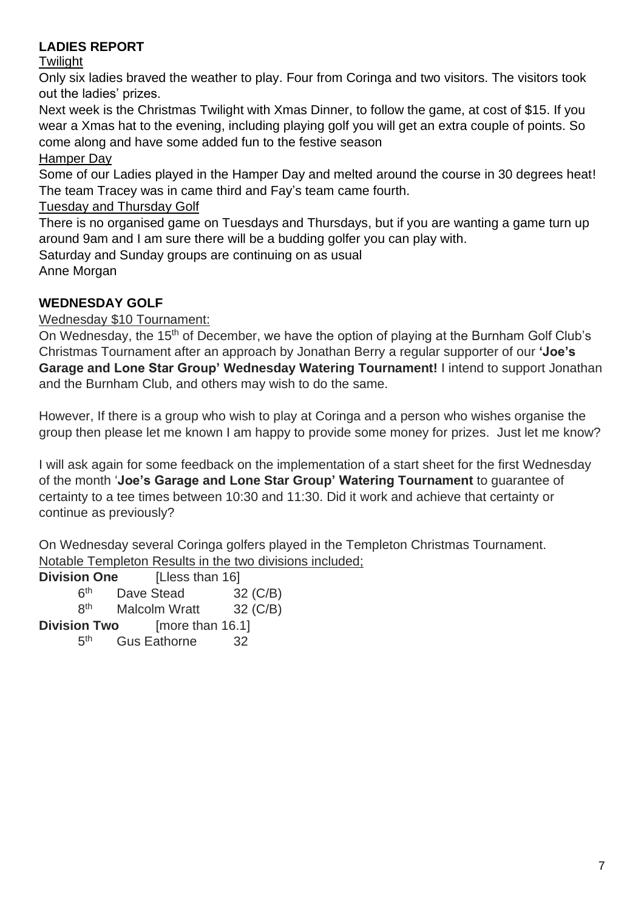## LADIES REPORT

Twilight

Only six ladies braved the weather to play. Four from Coringa and two visitors. The visitors took out the ladies' prizes.

Next week is the Christmas Twilight with Xmas Dinner, to follow the game, at cost of $15. If you wear a Xmas hat to the evening, including playing golf you will get an extra couple of points. So come along and have some added fun to the festive season

Hamper Day

Some of our Ladies played in the Hamper Day and melted around the course in 30 degrees heat! The team Tracey was in came third and Fay's team came fourth.

Tuesday and Thursday Golf

There is no organised game on Tuesdays and Thursdays, but if you are wanting a game turn up around 9am and I am sure there will be a budding golfer you can play with.

Saturday and Sunday groups are continuing on as usual

Anne Morgan

## WEDNESDAY GOLF

Wednesday $10 Tournament:

On Wednesday, the 15th of December, we have the option of playing at the Burnham Golf Club's Christmas Tournament after an approach by Jonathan Berry a regular supporter of our **'Joe's Garage and Lone Star Group' Wednesday Watering Tournament!** I intend to support Jonathan and the Burnham Club, and others may wish to do the same.

However, If there is a group who wish to play at Coringa and a person who wishes organise the group then please let me known I am happy to provide some money for prizes. Just let me know?

I will ask again for some feedback on the implementation of a start sheet for the first Wednesday of the month '**Joe's Garage and Lone Star Group' Watering Tournament** to guarantee of certainty to a tee times between 10:30 and 11:30. Did it work and achieve that certainty or continue as previously?

On Wednesday several Coringa golfers played in the Templeton Christmas Tournament.

Notable Templeton Results in the two divisions included;

**Division One** [Lless than 16]

| | | |
|---|---|---|
| 6th | Dave Stead | 32 (C/B) |
| 8th | Malcolm Wratt | 32 (C/B) |

**Division Two** [more than 16.1]

| | | |
|---|---|---|
| 5th | Gus Eathorne | 32 |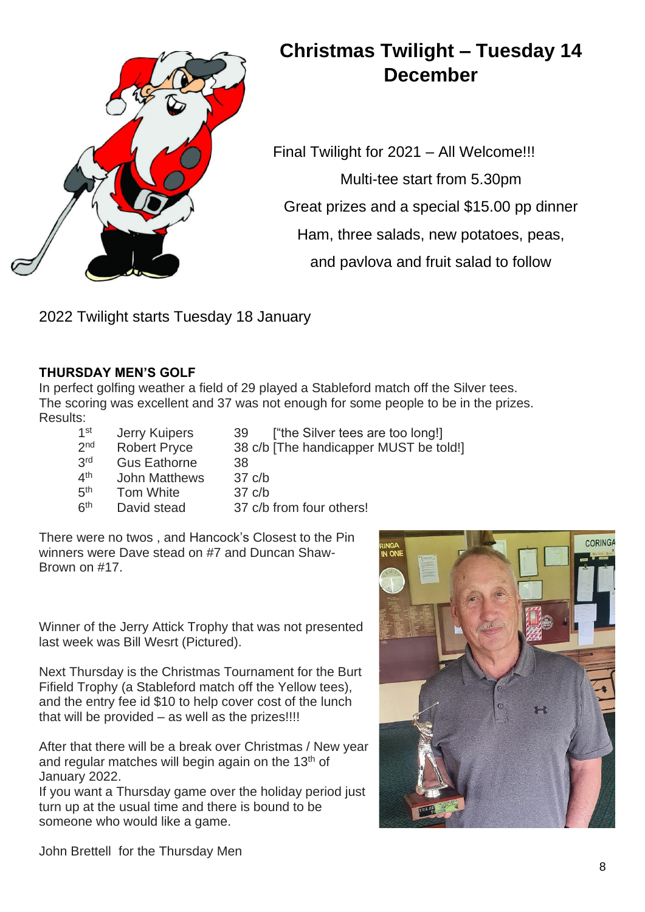## Christmas Twilight – Tuesday 14 December

Final Twilight for 2021 – All Welcome!!!

Multi-tee start from 5.30pm

Great prizes and a special $15.00 pp dinner

Ham, three salads, new potatoes, peas,

and pavlova and fruit salad to follow

2022 Twilight starts Tuesday 18 January

**THURSDAY MEN'S GOLF**

In perfect golfing weather a field of 29 played a Stableford match off the Silver tees. The scoring was excellent and 37 was not enough for some people to be in the prizes.

Results:

| | | |
|---|---|---|
| 1st | Jerry Kuipers | 39 ["the Silver tees are too long!] |
| 2nd | Robert Pryce | 38 c/b [The handicapper MUST be told!] |
| 3rd | Gus Eathorne | 38 |
| 4th | John Matthews | 37 c/b |
| 5th | Tom White | 37 c/b |
| 6th | David stead | 37 c/b from four others! |

There were no twos , and Hancock's Closest to the Pin winners were Dave stead on #7 and Duncan Shaw-Brown on #17.

Winner of the Jerry Attick Trophy that was not presented last week was Bill Wesrt (Pictured).

Next Thursday is the Christmas Tournament for the Burt Fifield Trophy (a Stableford match off the Yellow tees), and the entry fee id $10 to help cover cost of the lunch that will be provided – as well as the prizes!!!!

After that there will be a break over Christmas / New year and regular matches will begin again on the 13th of January 2022.

If you want a Thursday game over the holiday period just turn up at the usual time and there is bound to be someone who would like a game.

John Brettell for the Thursday Men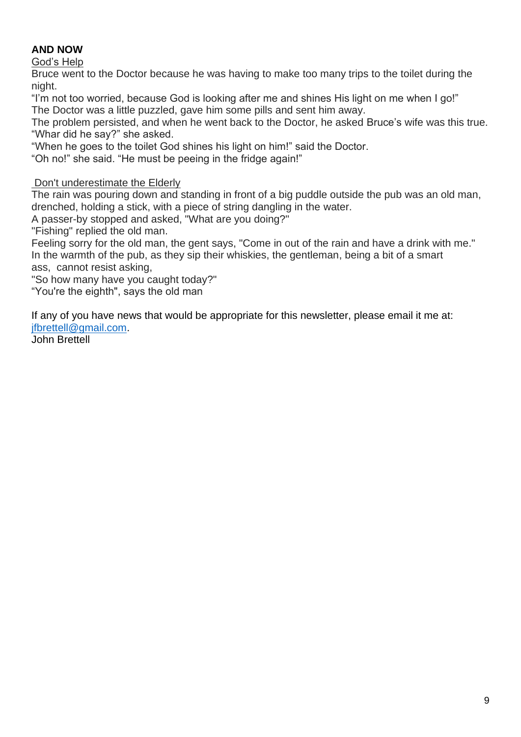**AND NOW**

God's Help

Bruce went to the Doctor because he was having to make too many trips to the toilet during the night.

"I'm not too worried, because God is looking after me and shines His light on me when I go!"

The Doctor was a little puzzled, gave him some pills and sent him away.

The problem persisted, and when he went back to the Doctor, he asked Bruce's wife was this true.

"Whar did he say?" she asked.

"When he goes to the toilet God shines his light on him!" said the Doctor.

"Oh no!" she said. "He must be peeing in the fridge again!"

Don't underestimate the Elderly

The rain was pouring down and standing in front of a big puddle outside the pub was an old man, drenched, holding a stick, with a piece of string dangling in the water.

A passer-by stopped and asked, "What are you doing?"

"Fishing" replied the old man.

Feeling sorry for the old man, the gent says, "Come in out of the rain and have a drink with me."

In the warmth of the pub, as they sip their whiskies, the gentleman, being a bit of a smart ass, cannot resist asking,

"So how many have you caught today?"

"You're the eighth", says the old man

If any of you have news that would be appropriate for this newsletter, please email it me at: jfbrettell@gmail.com.

John Brettell